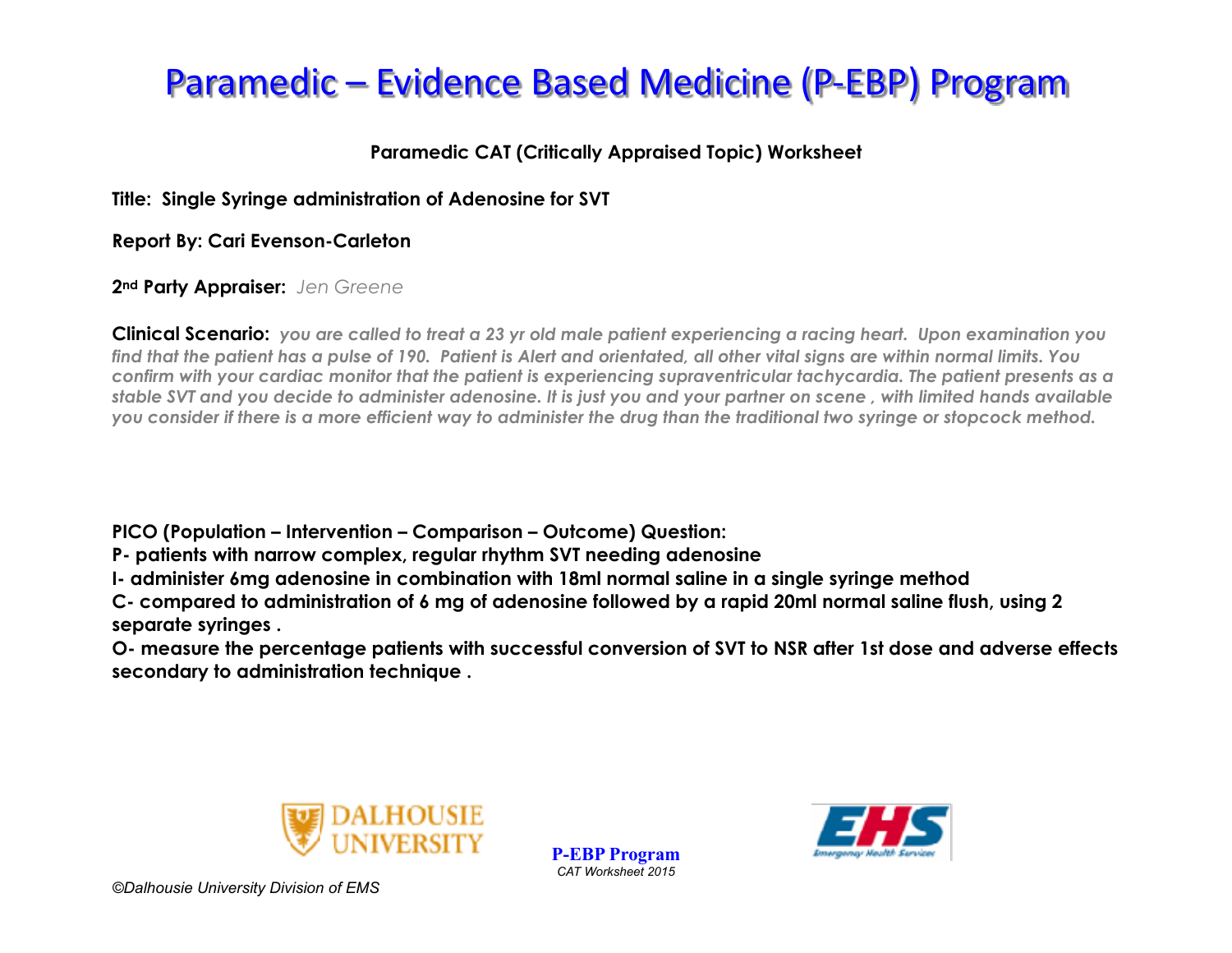# Paramedic – Evidence Based Medicine (P-EBP) Program

**Paramedic CAT (Critically Appraised Topic) Worksheet**

**Title: Single Syringe administration of Adenosine for SVT**

**Report By: Cari Evenson-Carleton**

**2nd Party Appraiser:** *Jen Greene*

**Clinical Scenario:** *you are called to treat a 23 yr old male patient experiencing a racing heart. Upon examination you find that the patient has a pulse of 190. Patient is Alert and orientated, all other vital signs are within normal limits. You confirm with your cardiac monitor that the patient is experiencing supraventricular tachycardia. The patient presents as a stable SVT and you decide to administer adenosine. It is just you and your partner on scene , with limited hands available you consider if there is a more efficient way to administer the drug than the traditional two syringe or stopcock method.*

**PICO (Population – Intervention – Comparison – Outcome) Question:**

**P- patients with narrow complex, regular rhythm SVT needing adenosine**

**I- administer 6mg adenosine in combination with 18ml normal saline in a single syringe method**

**C- compared to administration of 6 mg of adenosine followed by a rapid 20ml normal saline flush, using 2 separate syringes .**

**O- measure the percentage patients with successful conversion of SVT to NSR after 1st dose and adverse effects secondary to administration technique .**

DALHOUSIE UNIVERSITY

**P-EBP Program**
*CAT Worksheet 2015*

EHS Emergency Health Services

*©Dalhousie University Division of EMS*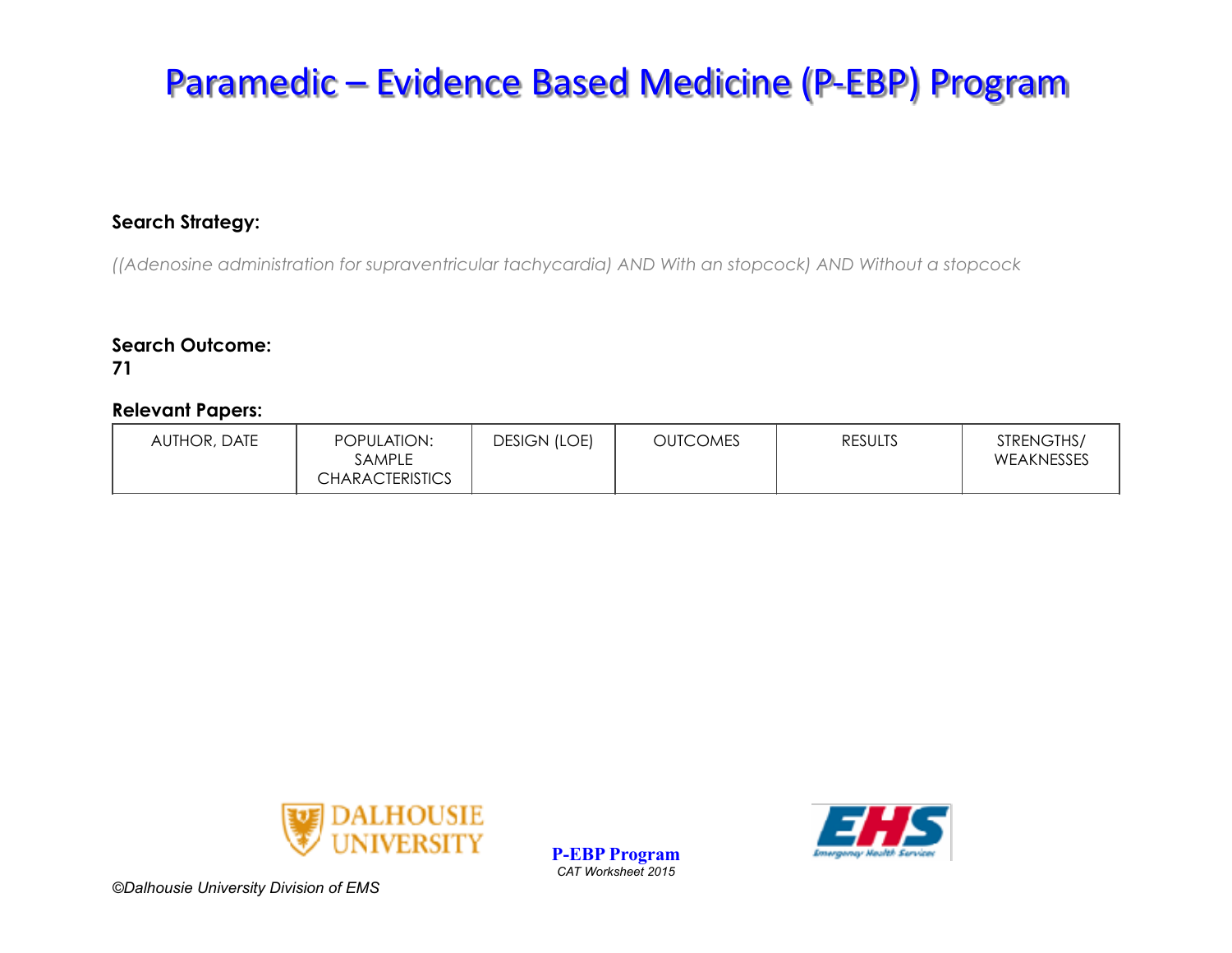# Paramedic – Evidence Based Medicine (P-EBP) Program

**Search Strategy:**

*((Adenosine administration for supraventricular tachycardia) AND With an stopcock) AND Without a stopcock*

**Search Outcome:**
**71**

**Relevant Papers:**

| AUTHOR, DATE | POPULATION: SAMPLE CHARACTERISTICS | DESIGN (LOE) | OUTCOMES | RESULTS | STRENGTHS/ WEAKNESSES |
|---|---|---|---|---|---|

©Dalhousie University Division of EMS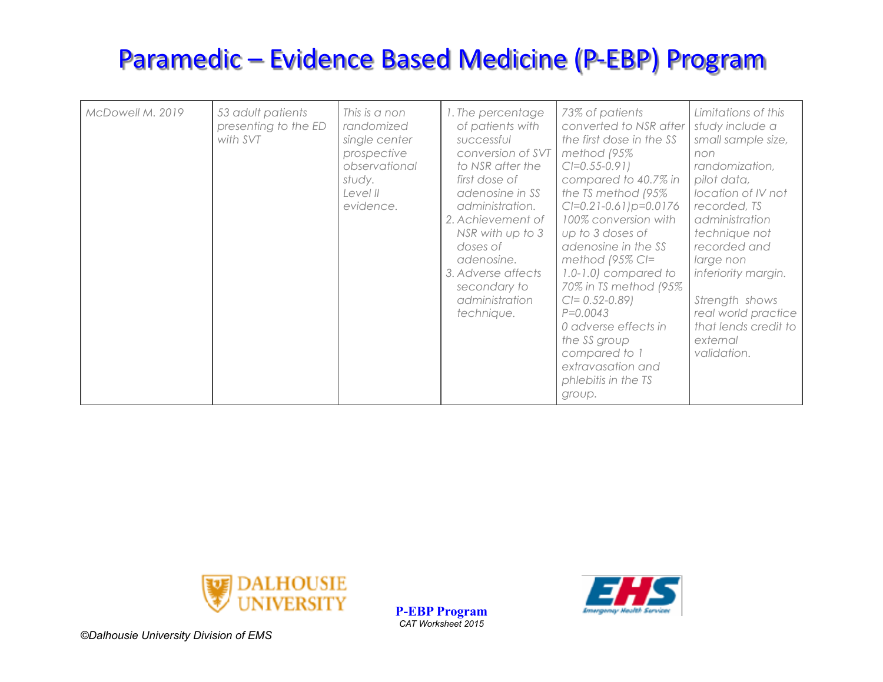# Paramedic – Evidence Based Medicine (P-EBP) Program

| | | | | | |
|---|---|---|---|---|---|
| *McDowell M. 2019* | *53 adult patients presenting to the ED with SVT* | *This is a non randomized single center prospective observational study. Level II evidence.* | *1. The percentage of patients with successful conversion of SVT to NSR after the first dose of adenosine in SS administration. 2. Achievement of NSR with up to 3 doses of adenosine. 3. Adverse affects secondary to administration technique.* | *73% of patients converted to NSR after the first dose in the SS method (95% CI=0.55-0.91) compared to 40.7% in the TS method (95% CI=0.21-0.61)p=0.0176 100% conversion with up to 3 doses of adenosine in the SS method (95% CI= 1.0-1.0) compared to 70% in TS method (95% CI= 0.52-0.89) P=0.0043 0 adverse effects in the SS group compared to 1 extravasation and phlebitis in the TS group.* | *Limitations of this study include a small sample size, non randomization, pilot data, location of IV not recorded, TS administration technique not recorded and large non inferiority margin. Strength shows real world practice that lends credit to external validation.* |

**P-EBP Program**
*CAT Worksheet 2015*

*©Dalhousie University Division of EMS*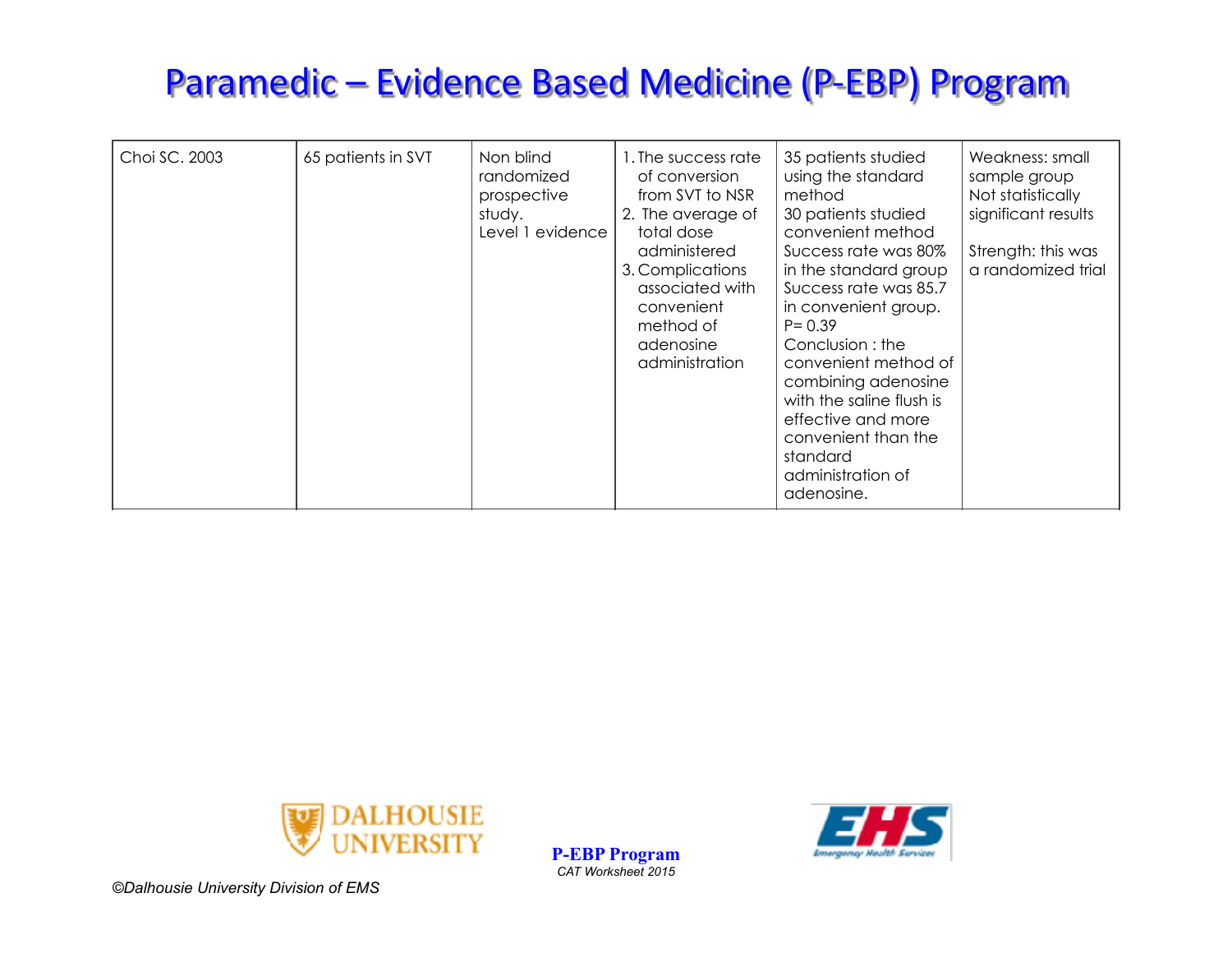| | | | | | |
|---|---|---|---|---|---|
| Choi SC. 2003 | 65 patients in SVT | Non blind randomized prospective study. Level 1 evidence | 1. The success rate of conversion from SVT to NSR<br>2. The average of total dose administered<br>3. Complications associated with convenient method of adenosine administration | 35 patients studied using the standard method<br>30 patients studied convenient method<br>Success rate was 80% in the standard group<br>Success rate was 85.7 in convenient group.<br>P= 0.39<br>Conclusion : the convenient method of combining adenosine with the saline flush is effective and more convenient than the standard administration of adenosine. | Weakness: small sample group<br>Not statistically significant results<br><br>Strength: this was a randomized trial |

©Dalhousie University Division of EMS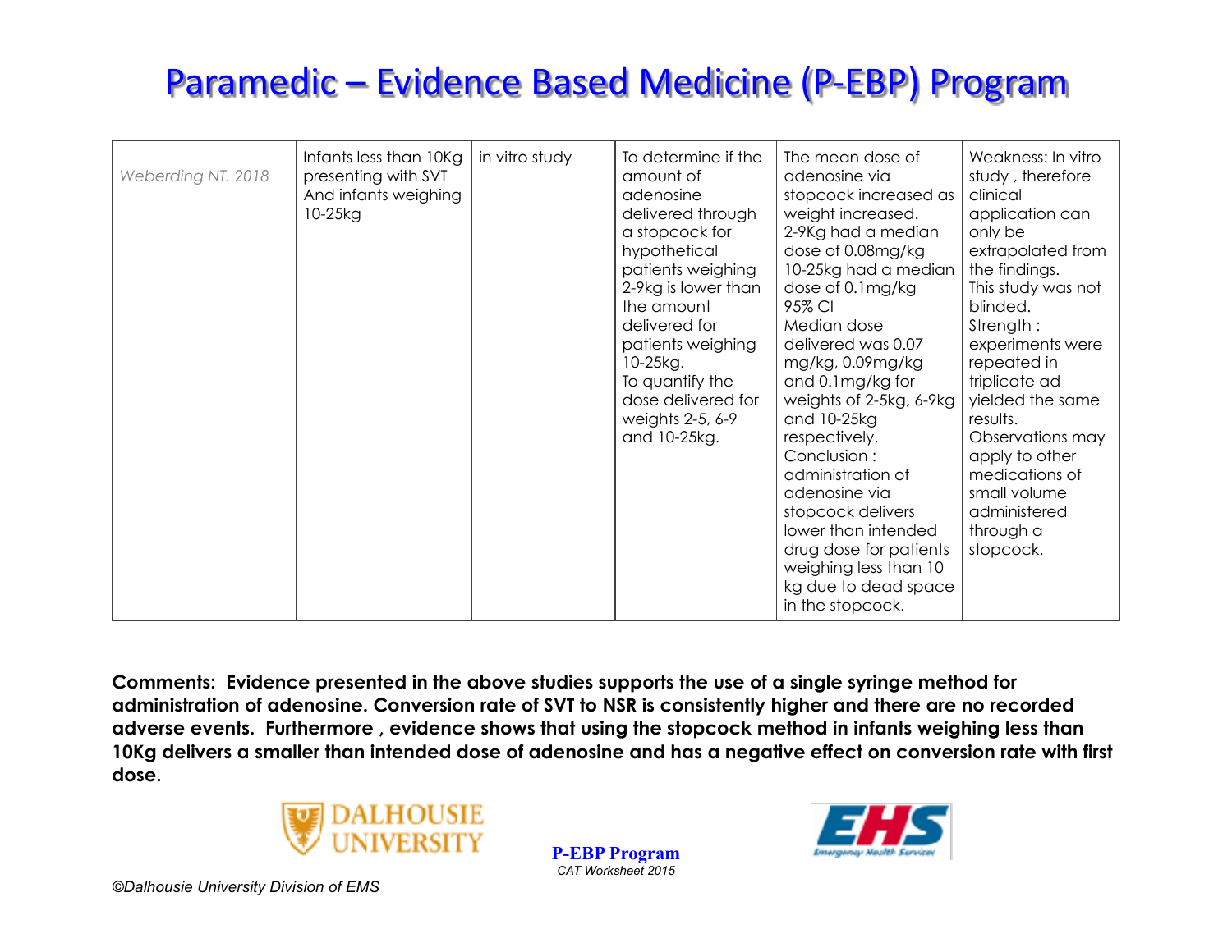# Paramedic – Evidence Based Medicine (P-EBP) Program

| | | | | | |
|---|---|---|---|---|---|
| *Weberding NT. 2018* | Infants less than 10Kg presenting with SVT And infants weighing 10-25kg | in vitro study | To determine if the amount of adenosine delivered through a stopcock for hypothetical patients weighing 2-9kg is lower than the amount delivered for patients weighing 10-25kg. To quantify the dose delivered for weights 2-5, 6-9 and 10-25kg. | The mean dose of adenosine via stopcock increased as weight increased. 2-9Kg had a median dose of 0.08mg/kg 10-25kg had a median dose of 0.1mg/kg 95% CI Median dose delivered was 0.07 mg/kg, 0.09mg/kg and 0.1mg/kg for weights of 2-5kg, 6-9kg and 10-25kg respectively. Conclusion : administration of adenosine via stopcock delivers lower than intended drug dose for patients weighing less than 10 kg due to dead space in the stopcock. | Weakness: In vitro study , therefore clinical application can only be extrapolated from the findings. This study was not blinded. Strength : experiments were repeated in triplicate ad yielded the same results. Observations may apply to other medications of small volume administered through a stopcock. |

**Comments: Evidence presented in the above studies supports the use of a single syringe method for administration of adenosine. Conversion rate of SVT to NSR is consistently higher and there are no recorded adverse events. Furthermore , evidence shows that using the stopcock method in infants weighing less than 10Kg delivers a smaller than intended dose of adenosine and has a negative effect on conversion rate with first dose.**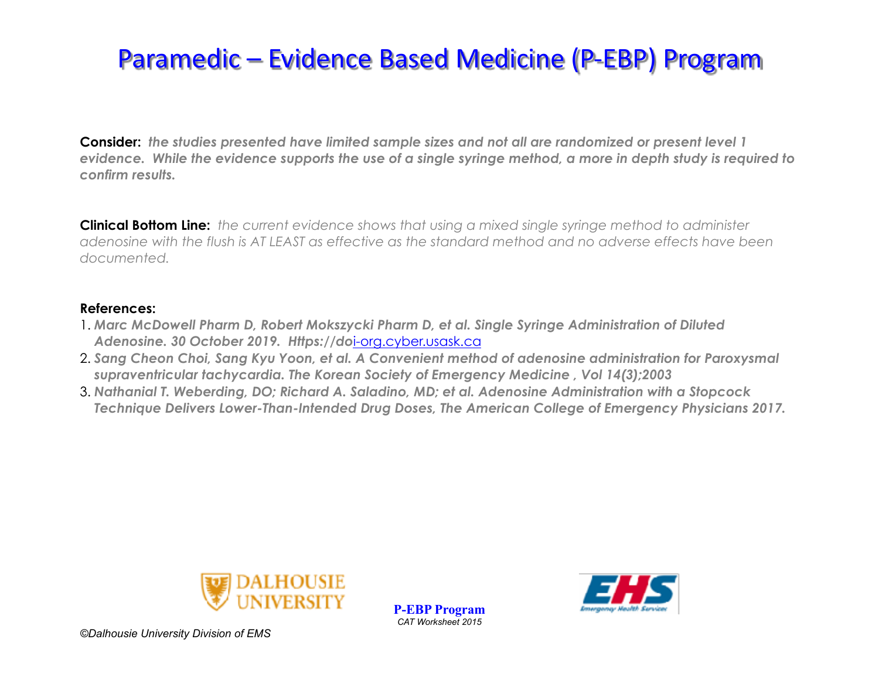# Paramedic – Evidence Based Medicine (P-EBP) Program

**Consider:** *the studies presented have limited sample sizes and not all are randomized or present level 1 evidence. While the evidence supports the use of a single syringe method, a more in depth study is required to confirm results.*

**Clinical Bottom Line:** *the current evidence shows that using a mixed single syringe method to administer adenosine with the flush is AT LEAST as effective as the standard method and no adverse effects have been documented.*

**References:**

1. *Marc McDowell Pharm D, Robert Mokszycki Pharm D, et al. Single Syringe Administration of Diluted Adenosine. 30 October 2019. Https://doi-org.cyber.usask.ca*
2. *Sang Cheon Choi, Sang Kyu Yoon, et al. A Convenient method of adenosine administration for Paroxysmal supraventricular tachycardia. The Korean Society of Emergency Medicine , Vol 14(3);2003*
3. *Nathanial T. Weberding, DO; Richard A. Saladino, MD; et al. Adenosine Administration with a Stopcock Technique Delivers Lower-Than-Intended Drug Doses, The American College of Emergency Physicians 2017.*

DALHOUSIE UNIVERSITY

**P-EBP Program**
*CAT Worksheet 2015*

EHS Emergency Health Services

*©Dalhousie University Division of EMS*